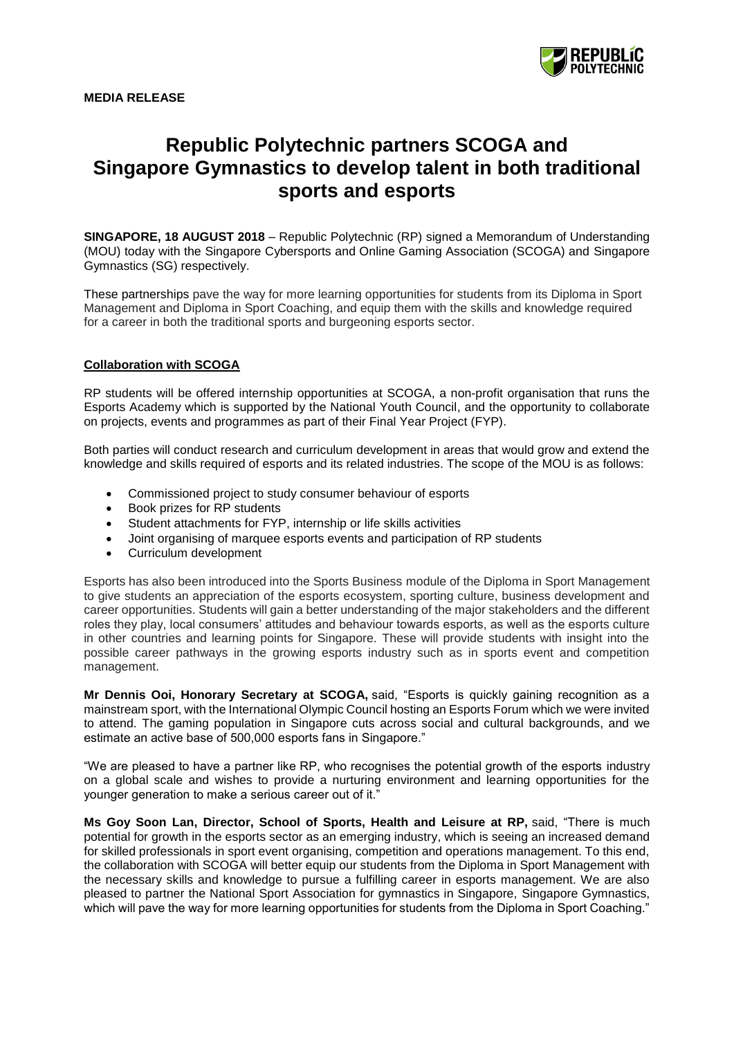**MEDIA RELEASE**

# Republic Polytechnic partners SCOGA and Singapore Gymnastics to develop talent in both traditional sports and esports

**SINGAPORE, 18 AUGUST 2018** – Republic Polytechnic (RP) signed a Memorandum of Understanding (MOU) today with the Singapore Cybersports and Online Gaming Association (SCOGA) and Singapore Gymnastics (SG) respectively.

These partnerships pave the way for more learning opportunities for students from its Diploma in Sport Management and Diploma in Sport Coaching, and equip them with the skills and knowledge required for a career in both the traditional sports and burgeoning esports sector.

## Collaboration with SCOGA

RP students will be offered internship opportunities at SCOGA, a non-profit organisation that runs the Esports Academy which is supported by the National Youth Council, and the opportunity to collaborate on projects, events and programmes as part of their Final Year Project (FYP).

Both parties will conduct research and curriculum development in areas that would grow and extend the knowledge and skills required of esports and its related industries. The scope of the MOU is as follows:

- Commissioned project to study consumer behaviour of esports
- Book prizes for RP students
- Student attachments for FYP, internship or life skills activities
- Joint organising of marquee esports events and participation of RP students
- Curriculum development

Esports has also been introduced into the Sports Business module of the Diploma in Sport Management to give students an appreciation of the esports ecosystem, sporting culture, business development and career opportunities. Students will gain a better understanding of the major stakeholders and the different roles they play, local consumers' attitudes and behaviour towards esports, as well as the esports culture in other countries and learning points for Singapore. These will provide students with insight into the possible career pathways in the growing esports industry such as in sports event and competition management.

**Mr Dennis Ooi, Honorary Secretary at SCOGA,** said, "Esports is quickly gaining recognition as a mainstream sport, with the International Olympic Council hosting an Esports Forum which we were invited to attend. The gaming population in Singapore cuts across social and cultural backgrounds, and we estimate an active base of 500,000 esports fans in Singapore."

"We are pleased to have a partner like RP, who recognises the potential growth of the esports industry on a global scale and wishes to provide a nurturing environment and learning opportunities for the younger generation to make a serious career out of it."

**Ms Goy Soon Lan, Director, School of Sports, Health and Leisure at RP,** said, "There is much potential for growth in the esports sector as an emerging industry, which is seeing an increased demand for skilled professionals in sport event organising, competition and operations management. To this end, the collaboration with SCOGA will better equip our students from the Diploma in Sport Management with the necessary skills and knowledge to pursue a fulfilling career in esports management. We are also pleased to partner the National Sport Association for gymnastics in Singapore, Singapore Gymnastics, which will pave the way for more learning opportunities for students from the Diploma in Sport Coaching."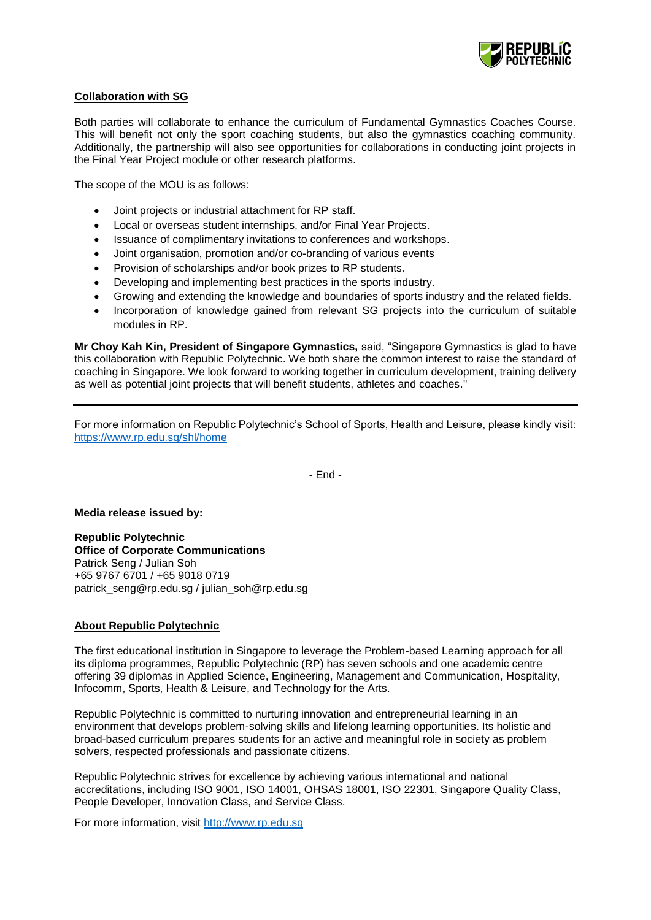**Collaboration with SG**

Both parties will collaborate to enhance the curriculum of Fundamental Gymnastics Coaches Course. This will benefit not only the sport coaching students, but also the gymnastics coaching community. Additionally, the partnership will also see opportunities for collaborations in conducting joint projects in the Final Year Project module or other research platforms.

The scope of the MOU is as follows:

- Joint projects or industrial attachment for RP staff.
- Local or overseas student internships, and/or Final Year Projects.
- Issuance of complimentary invitations to conferences and workshops.
- Joint organisation, promotion and/or co-branding of various events
- Provision of scholarships and/or book prizes to RP students.
- Developing and implementing best practices in the sports industry.
- Growing and extending the knowledge and boundaries of sports industry and the related fields.
- Incorporation of knowledge gained from relevant SG projects into the curriculum of suitable modules in RP.

**Mr Choy Kah Kin, President of Singapore Gymnastics,** said, "Singapore Gymnastics is glad to have this collaboration with Republic Polytechnic. We both share the common interest to raise the standard of coaching in Singapore. We look forward to working together in curriculum development, training delivery as well as potential joint projects that will benefit students, athletes and coaches."

---

For more information on Republic Polytechnic's School of Sports, Health and Leisure, please kindly visit: https://www.rp.edu.sg/shl/home

- End -

**Media release issued by:**

**Republic Polytechnic**
**Office of Corporate Communications**
Patrick Seng / Julian Soh
+65 9767 6701 / +65 9018 0719
patrick_seng@rp.edu.sg / julian_soh@rp.edu.sg

**About Republic Polytechnic**

The first educational institution in Singapore to leverage the Problem-based Learning approach for all its diploma programmes, Republic Polytechnic (RP) has seven schools and one academic centre offering 39 diplomas in Applied Science, Engineering, Management and Communication, Hospitality, Infocomm, Sports, Health & Leisure, and Technology for the Arts.

Republic Polytechnic is committed to nurturing innovation and entrepreneurial learning in an environment that develops problem-solving skills and lifelong learning opportunities. Its holistic and broad-based curriculum prepares students for an active and meaningful role in society as problem solvers, respected professionals and passionate citizens.

Republic Polytechnic strives for excellence by achieving various international and national accreditations, including ISO 9001, ISO 14001, OHSAS 18001, ISO 22301, Singapore Quality Class, People Developer, Innovation Class, and Service Class.

For more information, visit http://www.rp.edu.sg